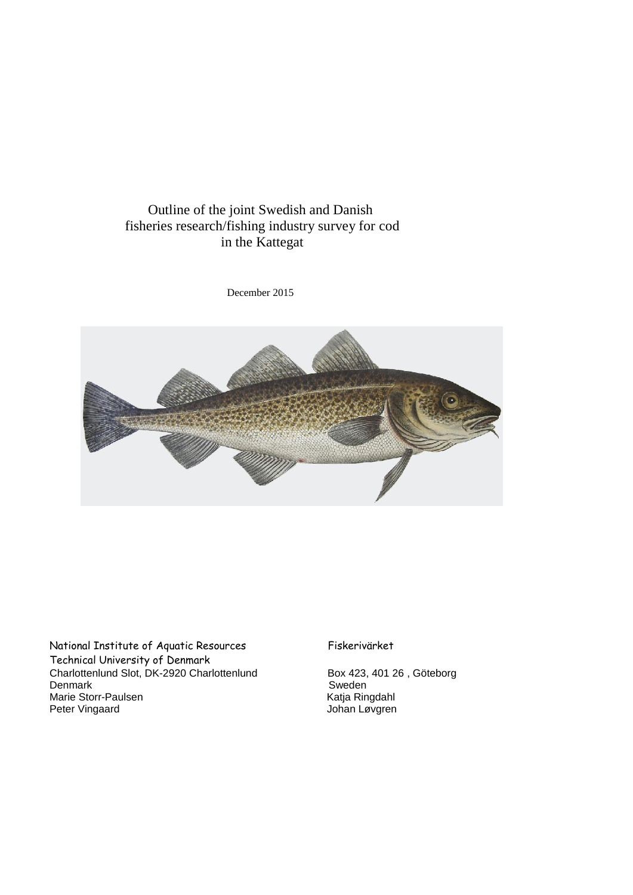# Outline of the joint Swedish and Danish fisheries research/fishing industry survey for cod in the Kattegat

December 2015

National Institute of Aquatic Resources
Technical University of Denmark
Charlottenlund Slot, DK-2920 Charlottenlund
Denmark
Marie Storr-Paulsen
Peter Vingaard

Fiskerivärket
Box 423, 401 26 , Göteborg
Sweden
Katja Ringdahl
Johan Løvgren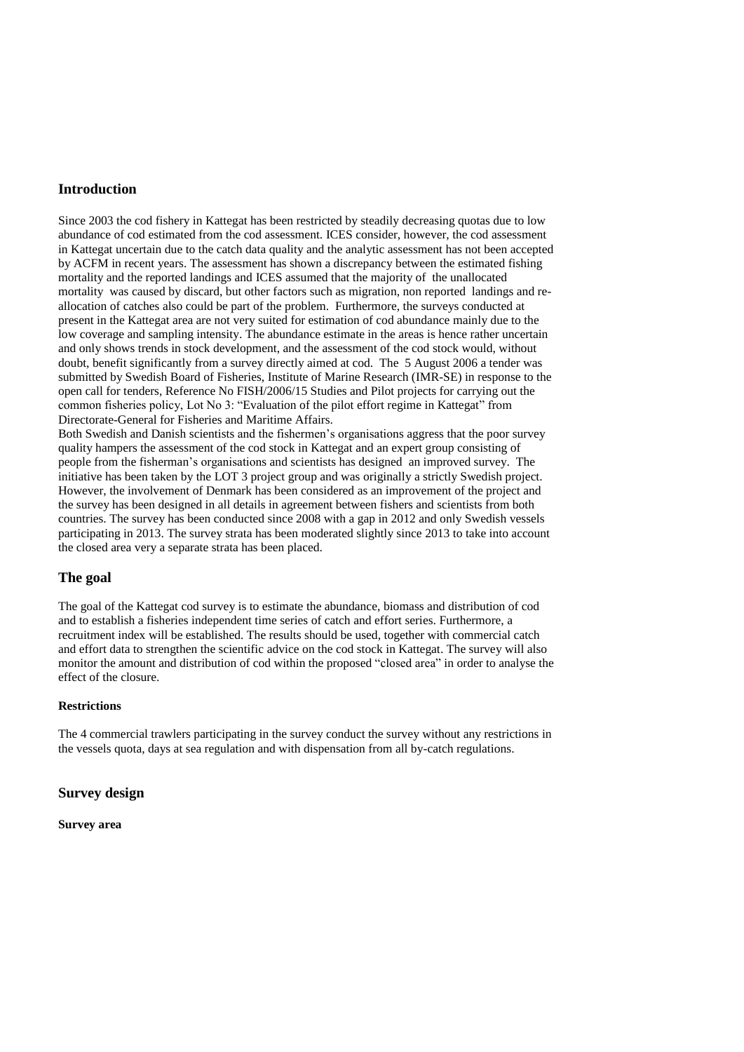## Introduction

Since 2003 the cod fishery in Kattegat has been restricted by steadily decreasing quotas due to low abundance of cod estimated from the cod assessment. ICES consider, however, the cod assessment in Kattegat uncertain due to the catch data quality and the analytic assessment has not been accepted by ACFM in recent years. The assessment has shown a discrepancy between the estimated fishing mortality and the reported landings and ICES assumed that the majority of the unallocated mortality was caused by discard, but other factors such as migration, non reported landings and re-allocation of catches also could be part of the problem. Furthermore, the surveys conducted at present in the Kattegat area are not very suited for estimation of cod abundance mainly due to the low coverage and sampling intensity. The abundance estimate in the areas is hence rather uncertain and only shows trends in stock development, and the assessment of the cod stock would, without doubt, benefit significantly from a survey directly aimed at cod. The 5 August 2006 a tender was submitted by Swedish Board of Fisheries, Institute of Marine Research (IMR-SE) in response to the open call for tenders, Reference No FISH/2006/15 Studies and Pilot projects for carrying out the common fisheries policy, Lot No 3: "Evaluation of the pilot effort regime in Kattegat" from Directorate-General for Fisheries and Maritime Affairs.

Both Swedish and Danish scientists and the fishermen's organisations aggress that the poor survey quality hampers the assessment of the cod stock in Kattegat and an expert group consisting of people from the fisherman's organisations and scientists has designed an improved survey. The initiative has been taken by the LOT 3 project group and was originally a strictly Swedish project. However, the involvement of Denmark has been considered as an improvement of the project and the survey has been designed in all details in agreement between fishers and scientists from both countries. The survey has been conducted since 2008 with a gap in 2012 and only Swedish vessels participating in 2013. The survey strata has been moderated slightly since 2013 to take into account the closed area very a separate strata has been placed.

## The goal

The goal of the Kattegat cod survey is to estimate the abundance, biomass and distribution of cod and to establish a fisheries independent time series of catch and effort series. Furthermore, a recruitment index will be established. The results should be used, together with commercial catch and effort data to strengthen the scientific advice on the cod stock in Kattegat. The survey will also monitor the amount and distribution of cod within the proposed "closed area" in order to analyse the effect of the closure.

### Restrictions

The 4 commercial trawlers participating in the survey conduct the survey without any restrictions in the vessels quota, days at sea regulation and with dispensation from all by-catch regulations.

## Survey design

### Survey area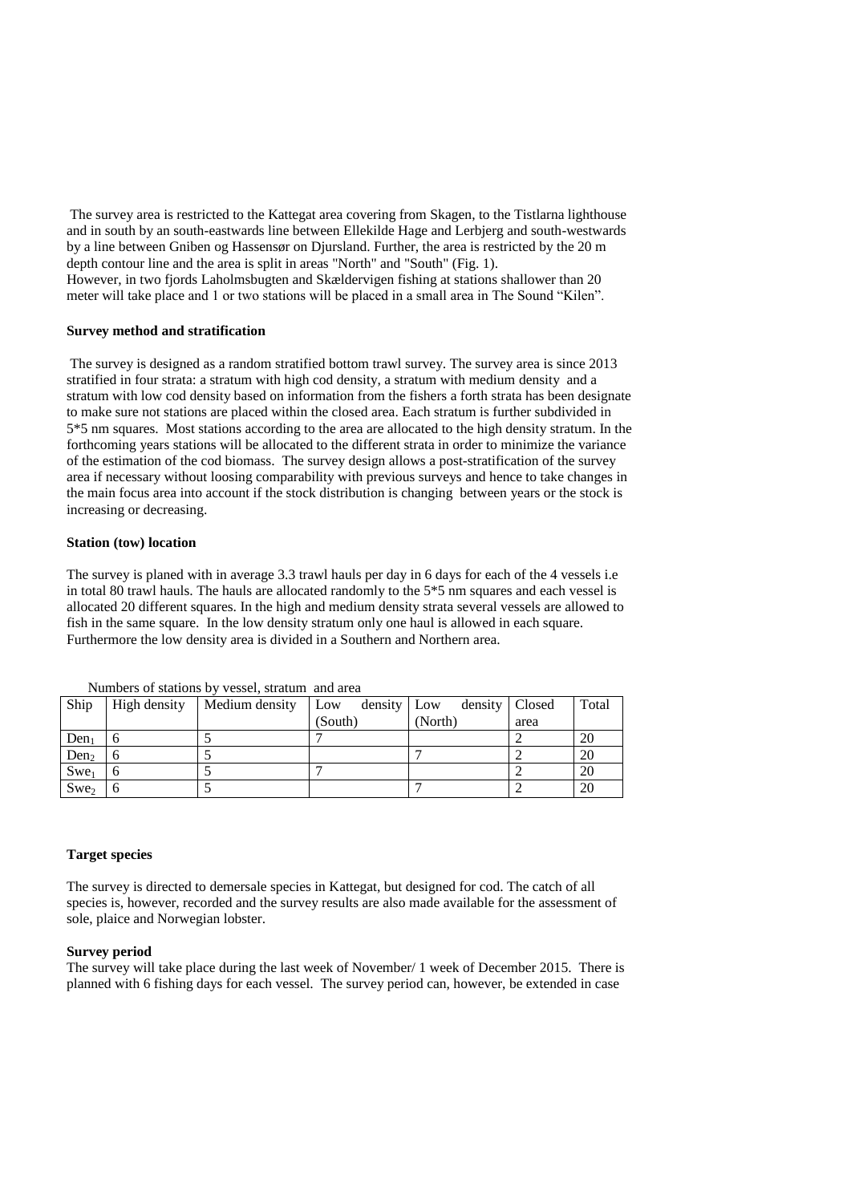The survey area is restricted to the Kattegat area covering from Skagen, to the Tistlarna lighthouse and in south by an south-eastwards line between Ellekilde Hage and Lerbjerg and south-westwards by a line between Gniben og Hassensør on Djursland. Further, the area is restricted by the 20 m depth contour line and the area is split in areas "North" and "South" (Fig. 1).
However, in two fjords Laholmsbugten and Skældervigen fishing at stations shallower than 20 meter will take place and 1 or two stations will be placed in a small area in The Sound "Kilen".

**Survey method and stratification**

The survey is designed as a random stratified bottom trawl survey. The survey area is since 2013 stratified in four strata: a stratum with high cod density, a stratum with medium density and a stratum with low cod density based on information from the fishers a forth strata has been designate to make sure not stations are placed within the closed area. Each stratum is further subdivided in 5*5 nm squares. Most stations according to the area are allocated to the high density stratum. In the forthcoming years stations will be allocated to the different strata in order to minimize the variance of the estimation of the cod biomass. The survey design allows a post-stratification of the survey area if necessary without loosing comparability with previous surveys and hence to take changes in the main focus area into account if the stock distribution is changing between years or the stock is increasing or decreasing.

**Station (tow) location**

The survey is planed with in average 3.3 trawl hauls per day in 6 days for each of the 4 vessels i.e in total 80 trawl hauls. The hauls are allocated randomly to the 5*5 nm squares and each vessel is allocated 20 different squares. In the high and medium density strata several vessels are allowed to fish in the same square. In the low density stratum only one haul is allowed in each square. Furthermore the low density area is divided in a Southern and Northern area.

Numbers of stations by vessel, stratum and area

| Ship | High density | Medium density | Low density (South) | Low density (North) | Closed area | Total |
|---|---|---|---|---|---|---|
| $Den_1$ | 6 | 5 | 7 | | 2 | 20 |
| $Den_2$ | 6 | 5 | | 7 | 2 | 20 |
| $Swe_1$ | 6 | 5 | 7 | | 2 | 20 |
| $Swe_2$ | 6 | 5 | | 7 | 2 | 20 |

**Target species**

The survey is directed to demersale species in Kattegat, but designed for cod. The catch of all species is, however, recorded and the survey results are also made available for the assessment of sole, plaice and Norwegian lobster.

**Survey period**

The survey will take place during the last week of November/ 1 week of December 2015. There is planned with 6 fishing days for each vessel. The survey period can, however, be extended in case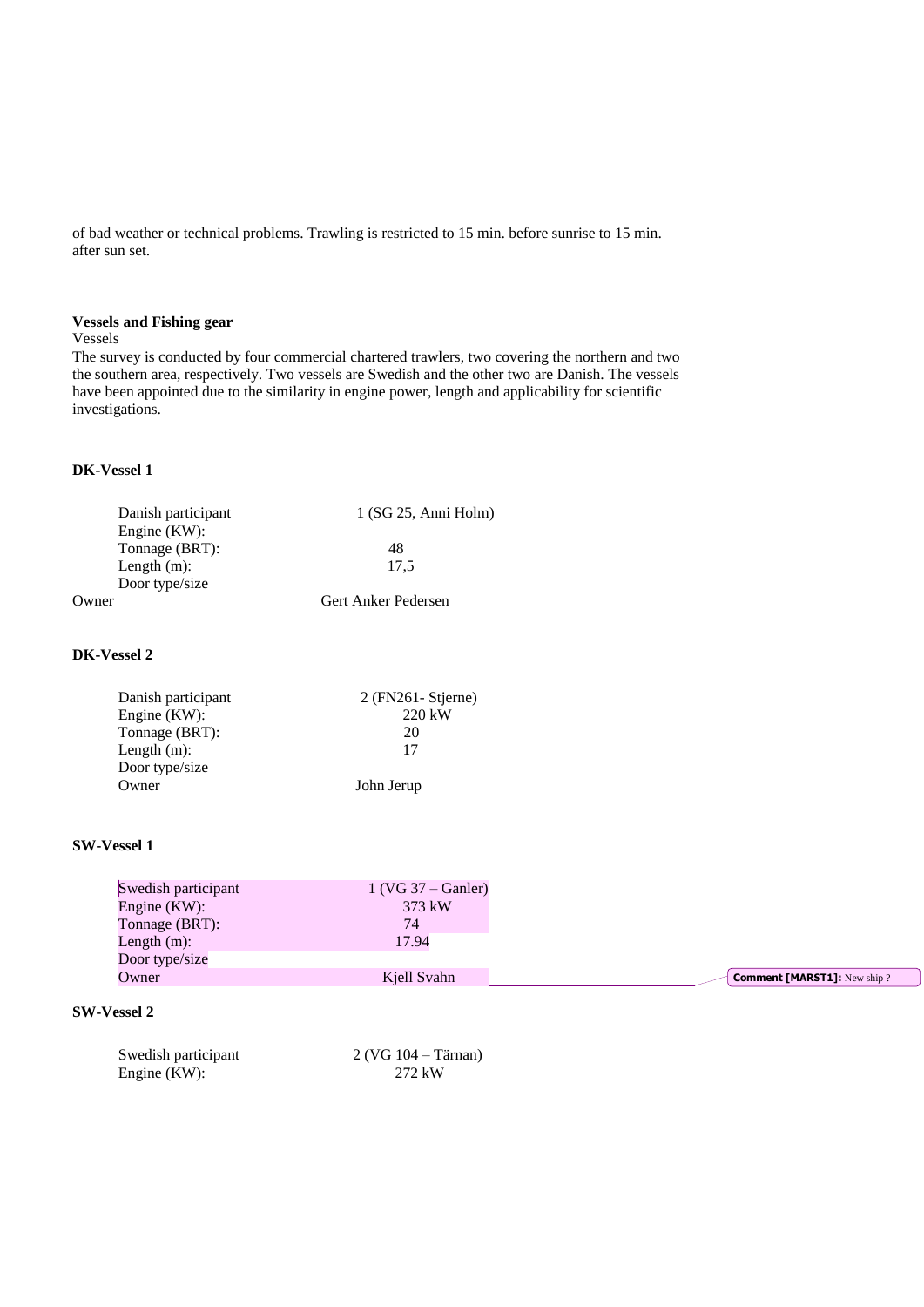of bad weather or technical problems. Trawling is restricted to 15 min. before sunrise to 15 min. after sun set.

## Vessels and Fishing gear

Vessels

The survey is conducted by four commercial chartered trawlers, two covering the northern and two the southern area, respectively. Two vessels are Swedish and the other two are Danish. The vessels have been appointed due to the similarity in engine power, length and applicability for scientific investigations.

**DK-Vessel 1**

| | |
|---|---|
| Danish participant | 1 (SG 25, Anni Holm) |
| Engine (KW): | |
| Tonnage (BRT): | 48 |
| Length (m): | 17,5 |
| Door type/size | |
| Owner | Gert Anker Pedersen |

**DK-Vessel 2**

| | |
|---|---|
| Danish participant | 2 (FN261- Stjerne) |
| Engine (KW): | 220 kW |
| Tonnage (BRT): | 20 |
| Length (m): | 17 |
| Door type/size | |
| Owner | John Jerup |

**SW-Vessel 1**

| | |
|---|---|
| Swedish participant | 1 (VG 37 – Ganler) |
| Engine (KW): | 373 kW |
| Tonnage (BRT): | 74 |
| Length (m): | 17.94 |
| Door type/size | |
| Owner | Kjell Svahn |

Comment [MARST1]: New ship ?

**SW-Vessel 2**

| | |
|---|---|
| Swedish participant | 2 (VG 104 – Tärnan) |
| Engine (KW): | 272 kW |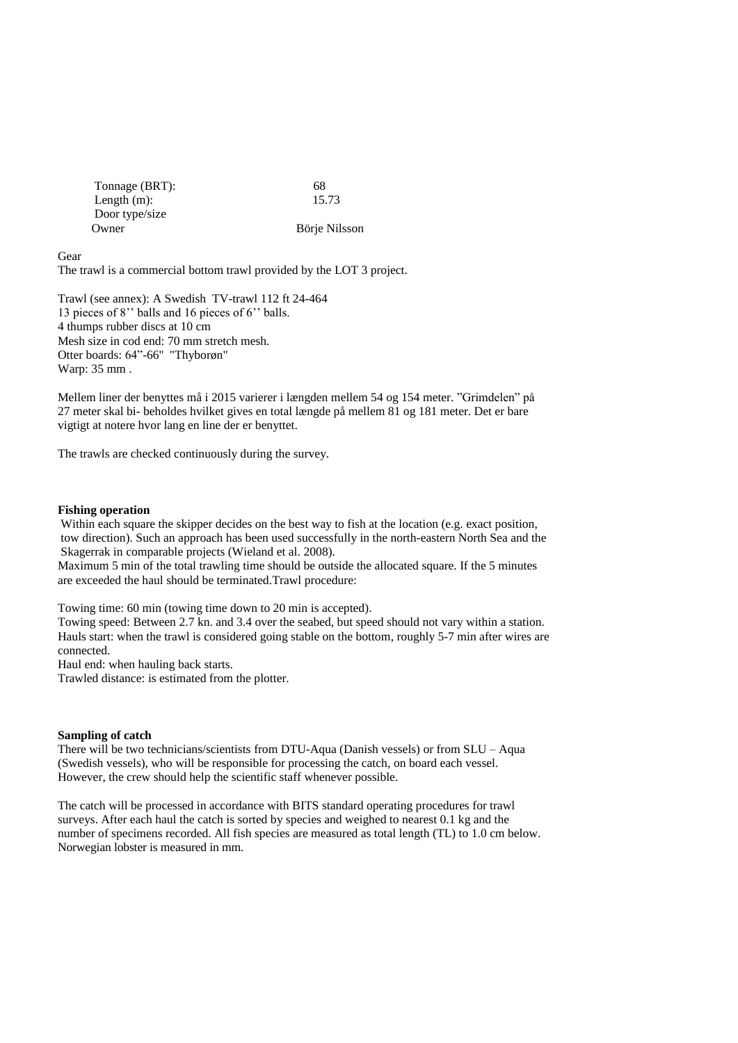| | |
|---|---|
| Tonnage (BRT): | 68 |
| Length (m): | 15.73 |
| Door type/size | |
| Owner | Börje Nilsson |

Gear

The trawl is a commercial bottom trawl provided by the LOT 3 project.

Trawl (see annex): A Swedish TV-trawl 112 ft 24-464
13 pieces of 8'' balls and 16 pieces of 6'' balls.
4 thumps rubber discs at 10 cm
Mesh size in cod end: 70 mm stretch mesh.
Otter boards: 64"-66" "Thyborøn"
Warp: 35 mm .

Mellem liner der benyttes må i 2015 varierer i længden mellem 54 og 154 meter. "Grimdelen" på 27 meter skal bi- beholdes hvilket gives en total længde på mellem 81 og 181 meter. Det er bare vigtigt at notere hvor lang en line der er benyttet.

The trawls are checked continuously during the survey.

**Fishing operation**

Within each square the skipper decides on the best way to fish at the location (e.g. exact position, tow direction). Such an approach has been used successfully in the north-eastern North Sea and the Skagerrak in comparable projects (Wieland et al. 2008).
Maximum 5 min of the total trawling time should be outside the allocated square. If the 5 minutes are exceeded the haul should be terminated.Trawl procedure:

Towing time: 60 min (towing time down to 20 min is accepted).
Towing speed: Between 2.7 kn. and 3.4 over the seabed, but speed should not vary within a station.
Hauls start: when the trawl is considered going stable on the bottom, roughly 5-7 min after wires are connected.
Haul end: when hauling back starts.
Trawled distance: is estimated from the plotter.

**Sampling of catch**

There will be two technicians/scientists from DTU-Aqua (Danish vessels) or from SLU – Aqua (Swedish vessels), who will be responsible for processing the catch, on board each vessel. However, the crew should help the scientific staff whenever possible.

The catch will be processed in accordance with BITS standard operating procedures for trawl surveys. After each haul the catch is sorted by species and weighed to nearest 0.1 kg and the number of specimens recorded. All fish species are measured as total length (TL) to 1.0 cm below. Norwegian lobster is measured in mm.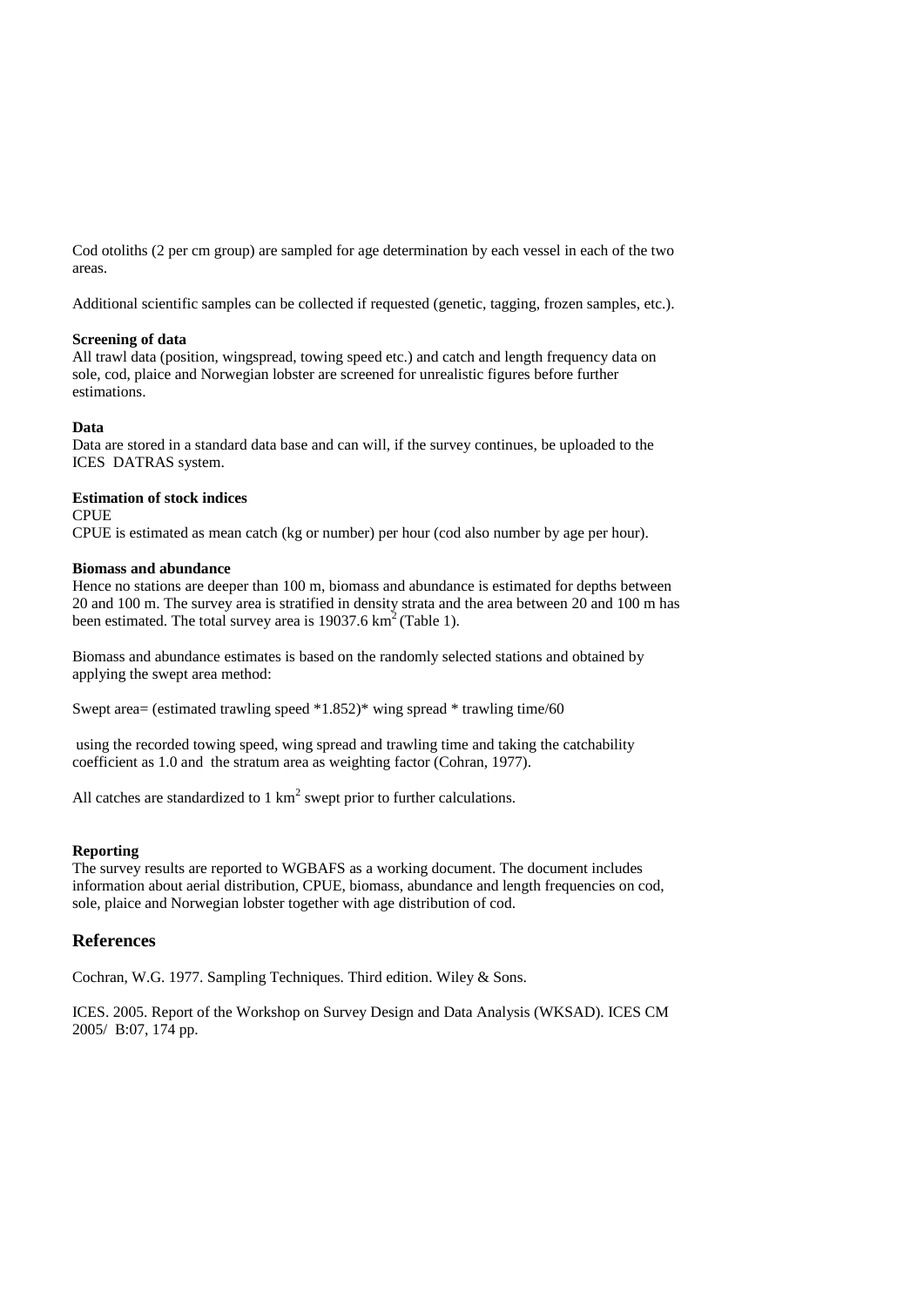Cod otoliths (2 per cm group) are sampled for age determination by each vessel in each of the two areas.

Additional scientific samples can be collected if requested (genetic, tagging, frozen samples, etc.).

**Screening of data**

All trawl data (position, wingspread, towing speed etc.) and catch and length frequency data on sole, cod, plaice and Norwegian lobster are screened for unrealistic figures before further estimations.

**Data**

Data are stored in a standard data base and can will, if the survey continues, be uploaded to the ICES DATRAS system.

**Estimation of stock indices**

CPUE

CPUE is estimated as mean catch (kg or number) per hour (cod also number by age per hour).

**Biomass and abundance**

Hence no stations are deeper than 100 m, biomass and abundance is estimated for depths between 20 and 100 m. The survey area is stratified in density strata and the area between 20 and 100 m has been estimated. The total survey area is 19037.6 $km^2$ (Table 1).

Biomass and abundance estimates is based on the randomly selected stations and obtained by applying the swept area method:

Swept area= (estimated trawling speed *1.852)* wing spread * trawling time/60

using the recorded towing speed, wing spread and trawling time and taking the catchability coefficient as 1.0 and the stratum area as weighting factor (Cohran, 1977).

All catches are standardized to 1 $km^2$ swept prior to further calculations.

**Reporting**

The survey results are reported to WGBAFS as a working document. The document includes information about aerial distribution, CPUE, biomass, abundance and length frequencies on cod, sole, plaice and Norwegian lobster together with age distribution of cod.

## References

Cochran, W.G. 1977. Sampling Techniques. Third edition. Wiley & Sons.

ICES. 2005. Report of the Workshop on Survey Design and Data Analysis (WKSAD). ICES CM 2005/ B:07, 174 pp.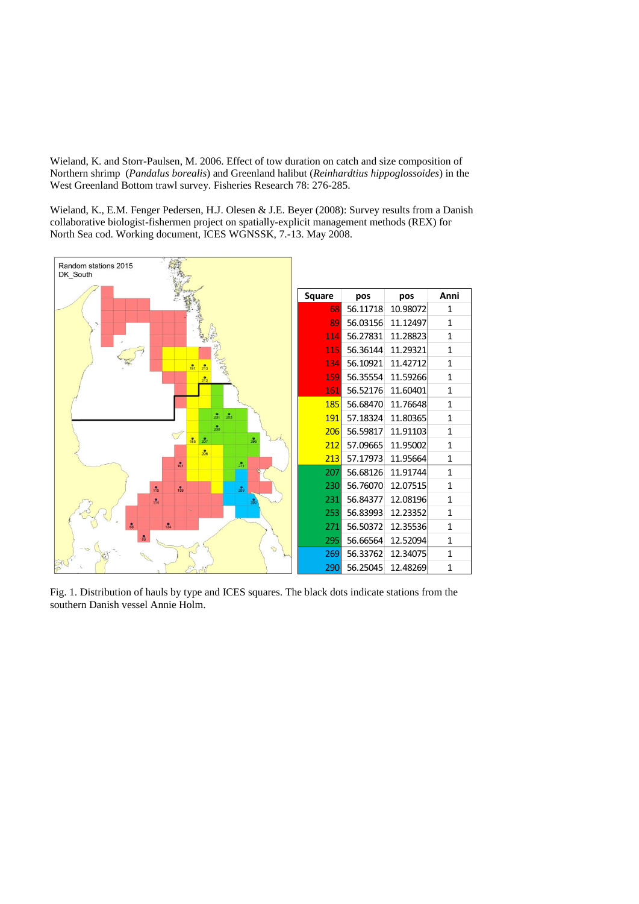Wieland, K. and Storr-Paulsen, M. 2006. Effect of tow duration on catch and size composition of Northern shrimp (*Pandalus borealis*) and Greenland halibut (*Reinhardtius hippoglossoides*) in the West Greenland Bottom trawl survey. Fisheries Research 78: 276-285.

Wieland, K., E.M. Fenger Pedersen, H.J. Olesen & J.E. Beyer (2008): Survey results from a Danish collaborative biologist-fishermen project on spatially-explicit management methods (REX) for North Sea cod. Working document, ICES WGNSSK, 7.-13. May 2008.

Random stations 2015
DK_South

| Square | pos | pos | Anni |
|---|---|---|---|
| 68 | 56.11718 | 10.98072 | 1 |
| 89 | 56.03156 | 11.12497 | 1 |
| 114 | 56.27831 | 11.28823 | 1 |
| 115 | 56.36144 | 11.29321 | 1 |
| 134 | 56.10921 | 11.42712 | 1 |
| 159 | 56.35554 | 11.59266 | 1 |
| 161 | 56.52176 | 11.60401 | 1 |
| 185 | 56.68470 | 11.76648 | 1 |
| 191 | 57.18324 | 11.80365 | 1 |
| 206 | 56.59817 | 11.91103 | 1 |
| 212 | 57.09665 | 11.95002 | 1 |
| 213 | 57.17973 | 11.95664 | 1 |
| 207 | 56.68126 | 11.91744 | 1 |
| 230 | 56.76070 | 12.07515 | 1 |
| 231 | 56.84377 | 12.08196 | 1 |
| 253 | 56.83993 | 12.23352 | 1 |
| 271 | 56.50372 | 12.35536 | 1 |
| 295 | 56.66564 | 12.52094 | 1 |
| 269 | 56.33762 | 12.34075 | 1 |
| 290 | 56.25045 | 12.48269 | 1 |

Fig. 1. Distribution of hauls by type and ICES squares. The black dots indicate stations from the southern Danish vessel Annie Holm.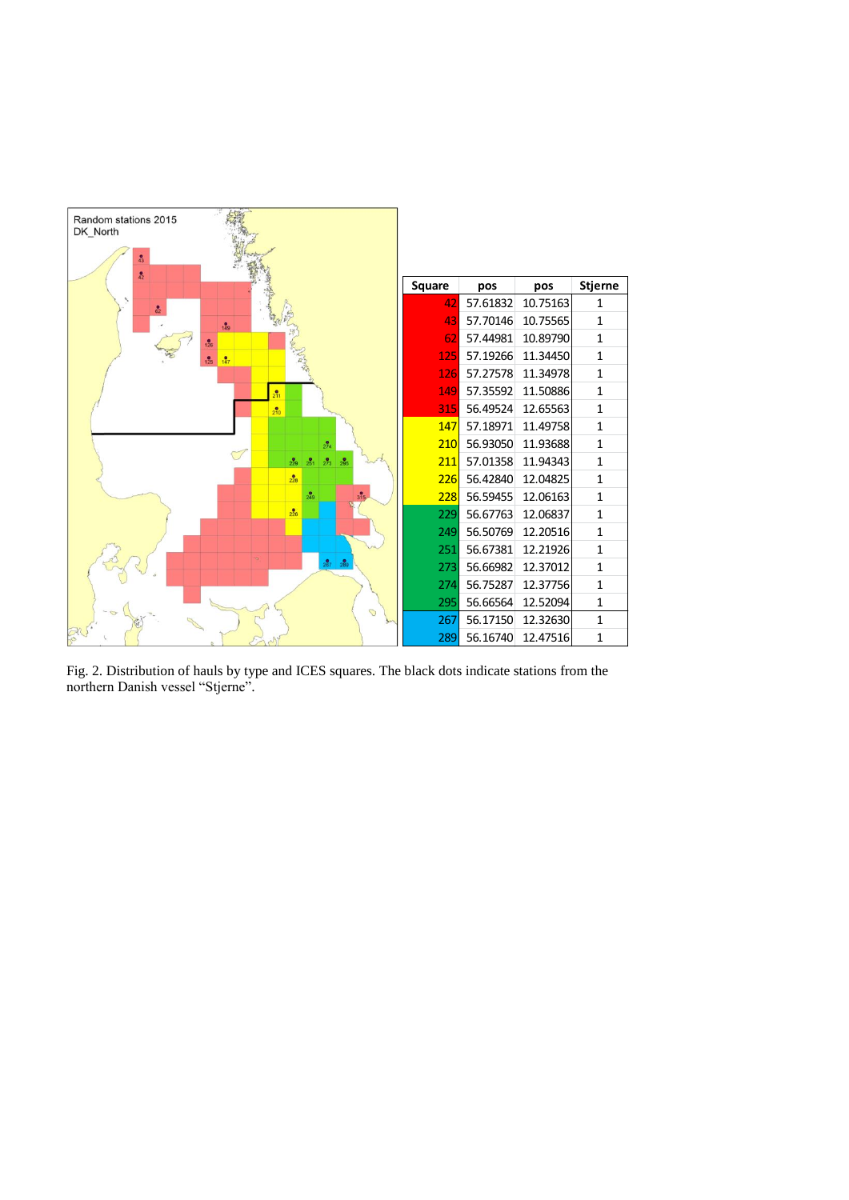| Square | pos | pos | Stjerne |
|---|---|---|---|
| 42 | 57.61832 | 10.75163 | 1 |
| 43 | 57.70146 | 10.75565 | 1 |
| 62 | 57.44981 | 10.89790 | 1 |
| 125 | 57.19266 | 11.34450 | 1 |
| 126 | 57.27578 | 11.34978 | 1 |
| 149 | 57.35592 | 11.50886 | 1 |
| 315 | 56.49524 | 12.65563 | 1 |
| 147 | 57.18971 | 11.49758 | 1 |
| 210 | 56.93050 | 11.93688 | 1 |
| 211 | 57.01358 | 11.94343 | 1 |
| 226 | 56.42840 | 12.04825 | 1 |
| 228 | 56.59455 | 12.06163 | 1 |
| 229 | 56.67763 | 12.06837 | 1 |
| 249 | 56.50769 | 12.20516 | 1 |
| 251 | 56.67381 | 12.21926 | 1 |
| 273 | 56.66982 | 12.37012 | 1 |
| 274 | 56.75287 | 12.37756 | 1 |
| 295 | 56.66564 | 12.52094 | 1 |
| 267 | 56.17150 | 12.32630 | 1 |
| 289 | 56.16740 | 12.47516 | 1 |

Fig. 2. Distribution of hauls by type and ICES squares. The black dots indicate stations from the northern Danish vessel "Stjerne".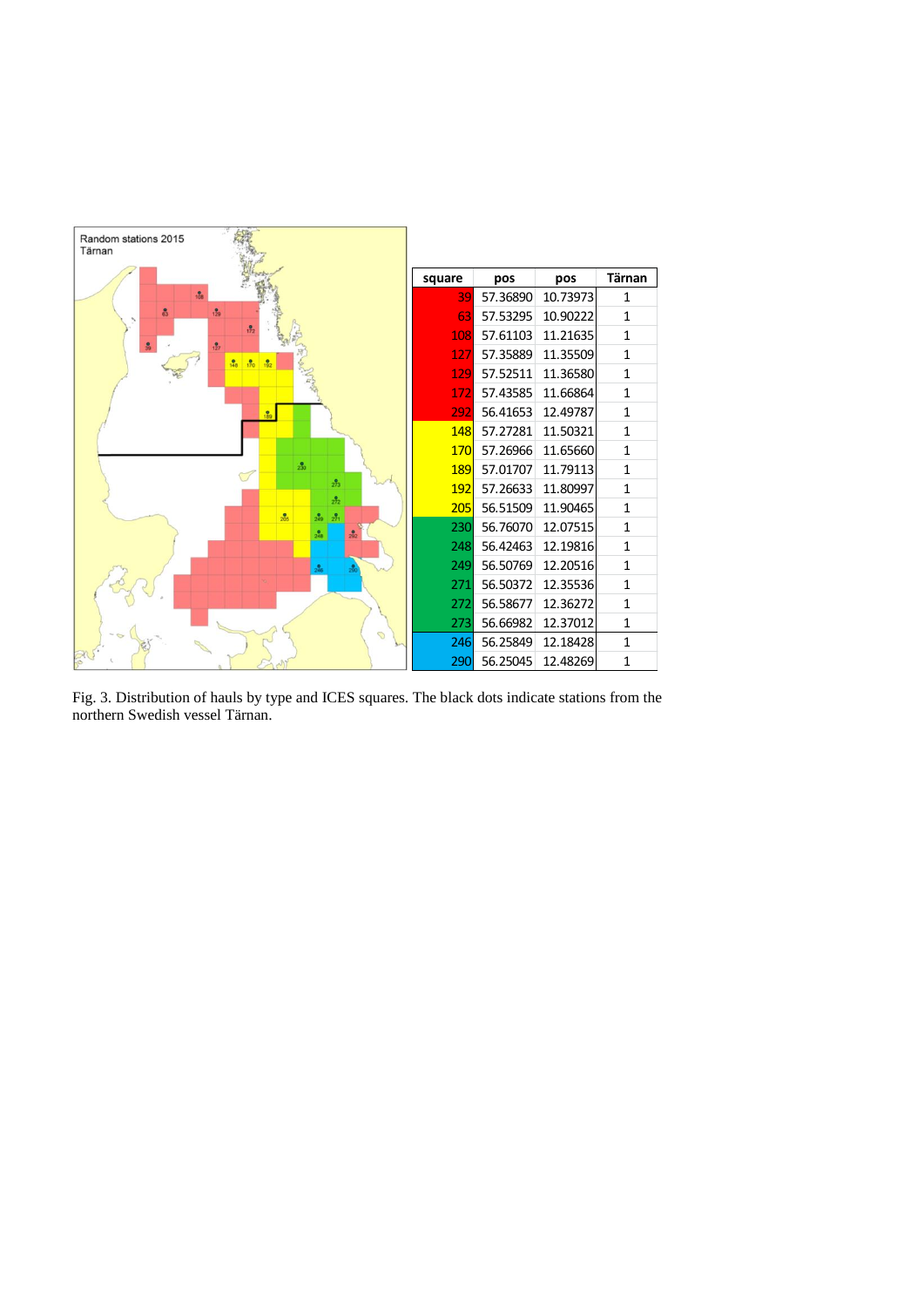| square | pos | pos | Tärnan |
|---|---|---|---|
| 39 | 57.36890 | 10.73973 | 1 |
| 63 | 57.53295 | 10.90222 | 1 |
| 108 | 57.61103 | 11.21635 | 1 |
| 127 | 57.35889 | 11.35509 | 1 |
| 129 | 57.52511 | 11.36580 | 1 |
| 172 | 57.43585 | 11.66864 | 1 |
| 292 | 56.41653 | 12.49787 | 1 |
| 148 | 57.27281 | 11.50321 | 1 |
| 170 | 57.26966 | 11.65660 | 1 |
| 189 | 57.01707 | 11.79113 | 1 |
| 192 | 57.26633 | 11.80997 | 1 |
| 205 | 56.51509 | 11.90465 | 1 |
| 230 | 56.76070 | 12.07515 | 1 |
| 248 | 56.42463 | 12.19816 | 1 |
| 249 | 56.50769 | 12.20516 | 1 |
| 271 | 56.50372 | 12.35536 | 1 |
| 272 | 56.58677 | 12.36272 | 1 |
| 273 | 56.66982 | 12.37012 | 1 |
| 246 | 56.25849 | 12.18428 | 1 |
| 290 | 56.25045 | 12.48269 | 1 |

Fig. 3. Distribution of hauls by type and ICES squares. The black dots indicate stations from the northern Swedish vessel Tärnan.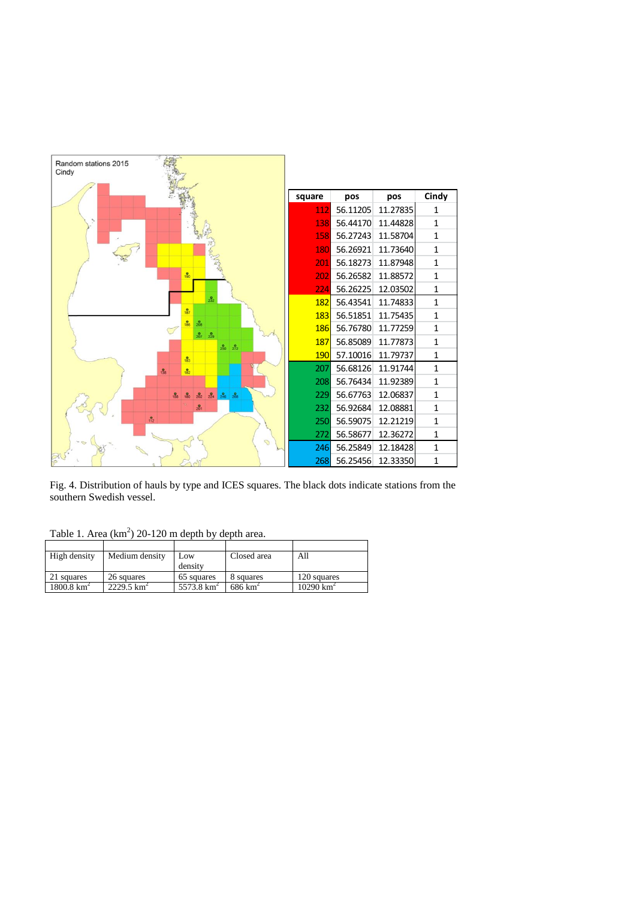| square | pos | pos | Cindy |
|---|---|---|---|
| 112 | 56.11205 | 11.27835 | 1 |
| 138 | 56.44170 | 11.44828 | 1 |
| 158 | 56.27243 | 11.58704 | 1 |
| 180 | 56.26921 | 11.73640 | 1 |
| 201 | 56.18273 | 11.87948 | 1 |
| 202 | 56.26582 | 11.88572 | 1 |
| 224 | 56.26225 | 12.03502 | 1 |
| 182 | 56.43541 | 11.74833 | 1 |
| 183 | 56.51851 | 11.75435 | 1 |
| 186 | 56.76780 | 11.77259 | 1 |
| 187 | 56.85089 | 11.77873 | 1 |
| 190 | 57.10016 | 11.79737 | 1 |
| 207 | 56.68126 | 11.91744 | 1 |
| 208 | 56.76434 | 11.92389 | 1 |
| 229 | 56.67763 | 12.06837 | 1 |
| 232 | 56.92684 | 12.08881 | 1 |
| 250 | 56.59075 | 12.21219 | 1 |
| 272 | 56.58677 | 12.36272 | 1 |
| 246 | 56.25849 | 12.18428 | 1 |
| 268 | 56.25456 | 12.33350 | 1 |

Fig. 4. Distribution of hauls by type and ICES squares. The black dots indicate stations from the southern Swedish vessel.

Table 1. Area (km$^2$) 20-120 m depth by depth area.

| High density | Medium density | Low density | Closed area | All |
|---|---|---|---|---|
| 21 squares<br>1800.8 km$^2$ | 26 squares<br>2229.5 km$^2$ | 65 squares<br>5573.8 km$^2$ | 8 squares<br>686 km$^2$ | 120 squares<br>10290 km$^2$ |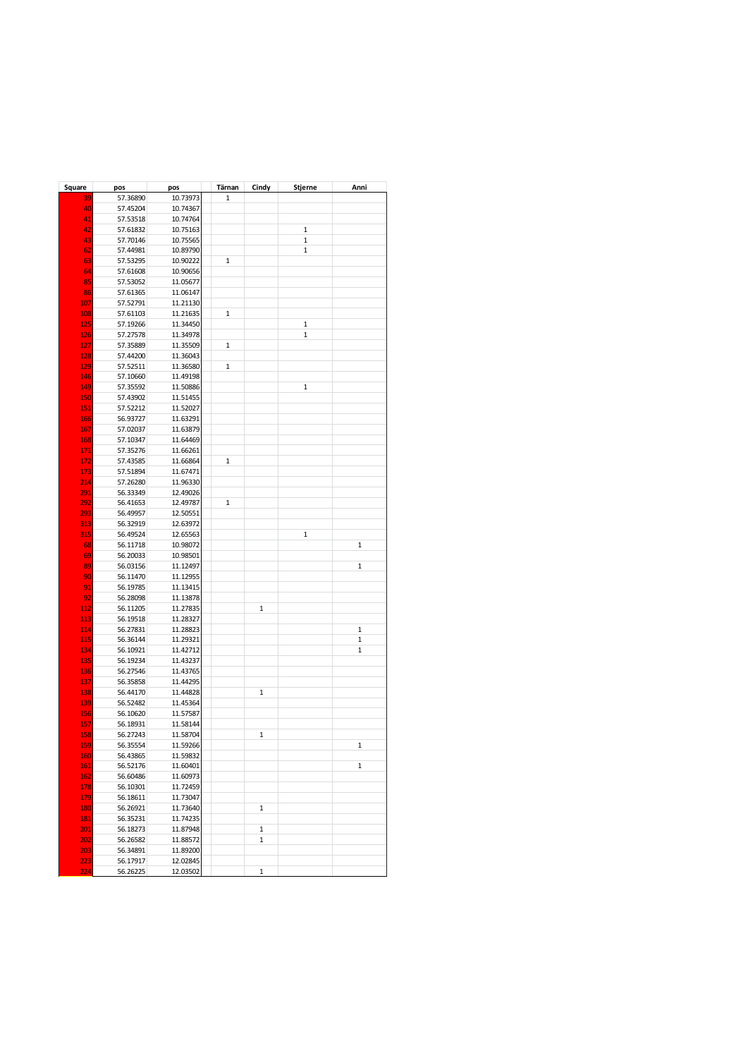| Square | pos | pos | Tärnan | Cindy | Stjerne | Anni |
|---|---|---|---|---|---|---|
| 39 | 57.36890 | 10.73973 | 1 | | | |
| 40 | 57.45204 | 10.74367 | | | | |
| 41 | 57.53518 | 10.74764 | | | | |
| 42 | 57.61832 | 10.75163 | | | 1 | |
| 43 | 57.70146 | 10.75565 | | | 1 | |
| 62 | 57.44981 | 10.89790 | | | 1 | |
| 63 | 57.53295 | 10.90222 | 1 | | | |
| 64 | 57.61608 | 10.90656 | | | | |
| 85 | 57.53052 | 11.05677 | | | | |
| 86 | 57.61365 | 11.06147 | | | | |
| 107 | 57.52791 | 11.21130 | | | | |
| 108 | 57.61103 | 11.21635 | 1 | | | |
| 125 | 57.19266 | 11.34450 | | | 1 | |
| 126 | 57.27578 | 11.34978 | | | 1 | |
| 127 | 57.35889 | 11.35509 | 1 | | | |
| 128 | 57.44200 | 11.36043 | | | | |
| 129 | 57.52511 | 11.36580 | 1 | | | |
| 146 | 57.10660 | 11.49198 | | | | |
| 149 | 57.35592 | 11.50886 | | | 1 | |
| 150 | 57.43902 | 11.51455 | | | | |
| 151 | 57.52212 | 11.52027 | | | | |
| 166 | 56.93727 | 11.63291 | | | | |
| 167 | 57.02037 | 11.63879 | | | | |
| 168 | 57.10347 | 11.64469 | | | | |
| 171 | 57.35276 | 11.66261 | | | | |
| 172 | 57.43585 | 11.66864 | 1 | | | |
| 173 | 57.51894 | 11.67471 | | | | |
| 214 | 57.26280 | 11.96330 | | | | |
| 291 | 56.33349 | 12.49026 | | | | |
| 292 | 56.41653 | 12.49787 | 1 | | | |
| 293 | 56.49957 | 12.50551 | | | | |
| 313 | 56.32919 | 12.63972 | | | | |
| 315 | 56.49524 | 12.65563 | | | 1 | |
| 68 | 56.11718 | 10.98072 | | | | 1 |
| 69 | 56.20033 | 10.98501 | | | | |
| 89 | 56.03156 | 11.12497 | | | | 1 |
| 90 | 56.11470 | 11.12955 | | | | |
| 91 | 56.19785 | 11.13415 | | | | |
| 92 | 56.28098 | 11.13878 | | | | |
| 112 | 56.11205 | 11.27835 | | 1 | | |
| 113 | 56.19518 | 11.28327 | | | | |
| 114 | 56.27831 | 11.28823 | | | | 1 |
| 115 | 56.36144 | 11.29321 | | | | 1 |
| 134 | 56.10921 | 11.42712 | | | | 1 |
| 135 | 56.19234 | 11.43237 | | | | |
| 136 | 56.27546 | 11.43765 | | | | |
| 137 | 56.35858 | 11.44295 | | | | |
| 138 | 56.44170 | 11.44828 | | 1 | | |
| 139 | 56.52482 | 11.45364 | | | | |
| 156 | 56.10620 | 11.57587 | | | | |
| 157 | 56.18931 | 11.58144 | | | | |
| 158 | 56.27243 | 11.58704 | | 1 | | |
| 159 | 56.35554 | 11.59266 | | | | 1 |
| 160 | 56.43865 | 11.59832 | | | | |
| 161 | 56.52176 | 11.60401 | | | | 1 |
| 162 | 56.60486 | 11.60973 | | | | |
| 178 | 56.10301 | 11.72459 | | | | |
| 179 | 56.18611 | 11.73047 | | | | |
| 180 | 56.26921 | 11.73640 | | 1 | | |
| 181 | 56.35231 | 11.74235 | | | | |
| 201 | 56.18273 | 11.87948 | | 1 | | |
| 202 | 56.26582 | 11.88572 | | 1 | | |
| 203 | 56.34891 | 11.89200 | | | | |
| 223 | 56.17917 | 12.02845 | | | | |
| 224 | 56.26225 | 12.03502 | | 1 | | |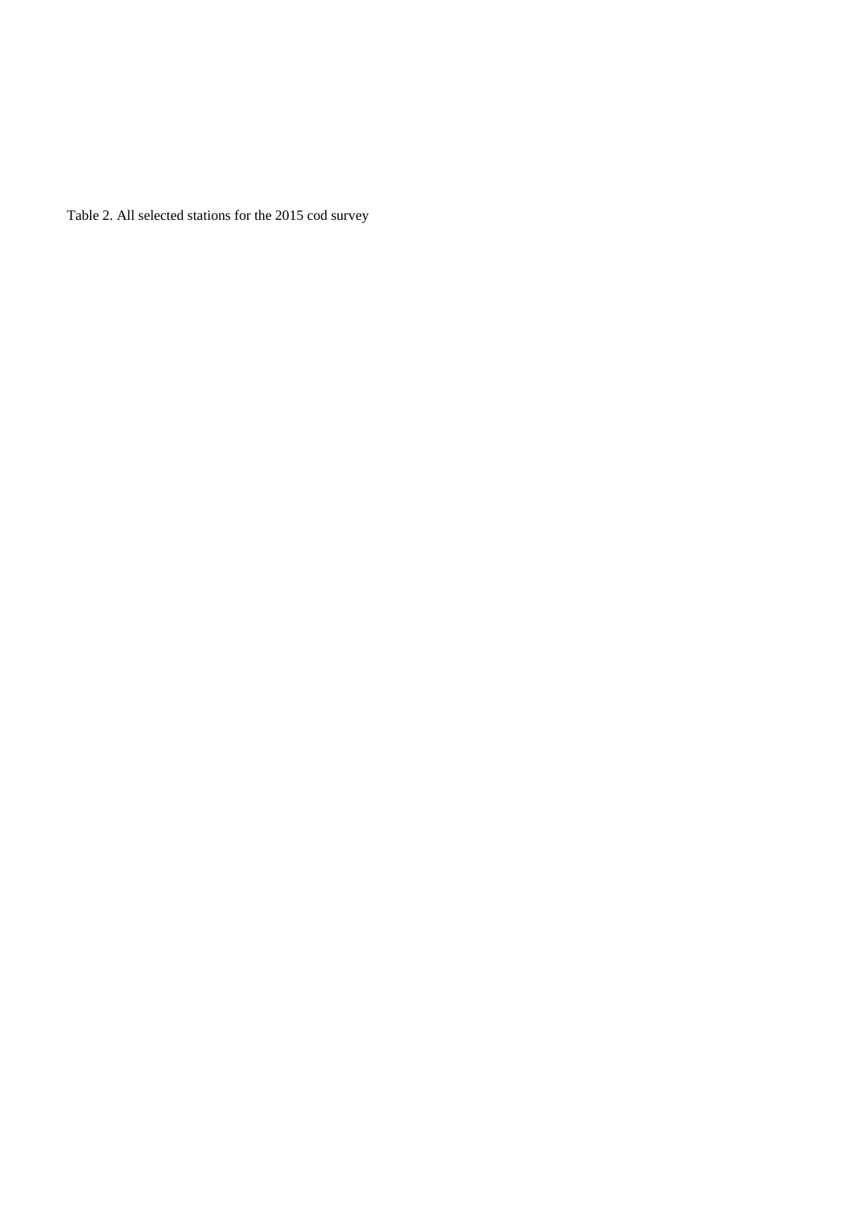Table 2. All selected stations for the 2015 cod survey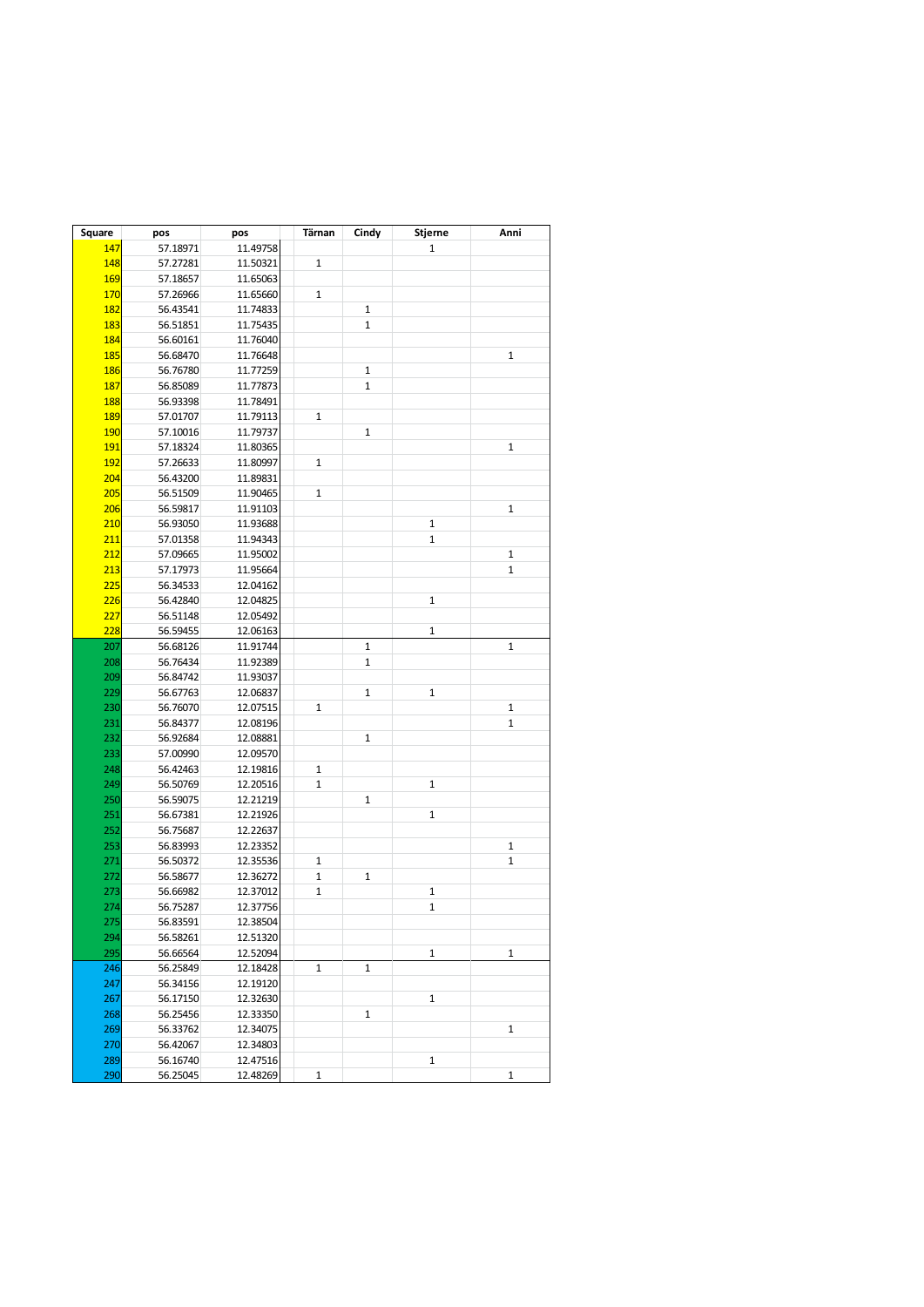| Square | pos | pos | Tärnan | Cindy | Stjerne | Anni |
|---|---|---|---|---|---|---|
| 147 | 57.18971 | 11.49758 | | | 1 | |
| 148 | 57.27281 | 11.50321 | 1 | | | |
| 169 | 57.18657 | 11.65063 | | | | |
| 170 | 57.26966 | 11.65660 | 1 | | | |
| 182 | 56.43541 | 11.74833 | | 1 | | |
| 183 | 56.51851 | 11.75435 | | 1 | | |
| 184 | 56.60161 | 11.76040 | | | | |
| 185 | 56.68470 | 11.76648 | | | | 1 |
| 186 | 56.76780 | 11.77259 | | 1 | | |
| 187 | 56.85089 | 11.77873 | | 1 | | |
| 188 | 56.93398 | 11.78491 | | | | |
| 189 | 57.01707 | 11.79113 | 1 | | | |
| 190 | 57.10016 | 11.79737 | | 1 | | |
| 191 | 57.18324 | 11.80365 | | | | 1 |
| 192 | 57.26633 | 11.80997 | 1 | | | |
| 204 | 56.43200 | 11.89831 | | | | |
| 205 | 56.51509 | 11.90465 | 1 | | | |
| 206 | 56.59817 | 11.91103 | | | | 1 |
| 210 | 56.93050 | 11.93688 | | | 1 | |
| 211 | 57.01358 | 11.94343 | | | 1 | |
| 212 | 57.09665 | 11.95002 | | | | 1 |
| 213 | 57.17973 | 11.95664 | | | | 1 |
| 225 | 56.34533 | 12.04162 | | | | |
| 226 | 56.42840 | 12.04825 | | | 1 | |
| 227 | 56.51148 | 12.05492 | | | | |
| 228 | 56.59455 | 12.06163 | | | 1 | |
| 207 | 56.68126 | 11.91744 | | 1 | | 1 |
| 208 | 56.76434 | 11.92389 | | 1 | | |
| 209 | 56.84742 | 11.93037 | | | | |
| 229 | 56.67763 | 12.06837 | | 1 | 1 | |
| 230 | 56.76070 | 12.07515 | 1 | | | 1 |
| 231 | 56.84377 | 12.08196 | | | | 1 |
| 232 | 56.92684 | 12.08881 | | 1 | | |
| 233 | 57.00990 | 12.09570 | | | | |
| 248 | 56.42463 | 12.19816 | 1 | | | |
| 249 | 56.50769 | 12.20516 | 1 | | 1 | |
| 250 | 56.59075 | 12.21219 | | 1 | | |
| 251 | 56.67381 | 12.21926 | | | 1 | |
| 252 | 56.75687 | 12.22637 | | | | |
| 253 | 56.83993 | 12.23352 | | | | 1 |
| 271 | 56.50372 | 12.35536 | 1 | | | 1 |
| 272 | 56.58677 | 12.36272 | 1 | 1 | | |
| 273 | 56.66982 | 12.37012 | 1 | | 1 | |
| 274 | 56.75287 | 12.37756 | | | 1 | |
| 275 | 56.83591 | 12.38504 | | | | |
| 294 | 56.58261 | 12.51320 | | | | |
| 295 | 56.66564 | 12.52094 | | | 1 | 1 |
| 246 | 56.25849 | 12.18428 | 1 | 1 | | |
| 247 | 56.34156 | 12.19120 | | | | |
| 267 | 56.17150 | 12.32630 | | | 1 | |
| 268 | 56.25456 | 12.33350 | | 1 | | |
| 269 | 56.33762 | 12.34075 | | | | 1 |
| 270 | 56.42067 | 12.34803 | | | | |
| 289 | 56.16740 | 12.47516 | | | 1 | |
| 290 | 56.25045 | 12.48269 | 1 | | | 1 |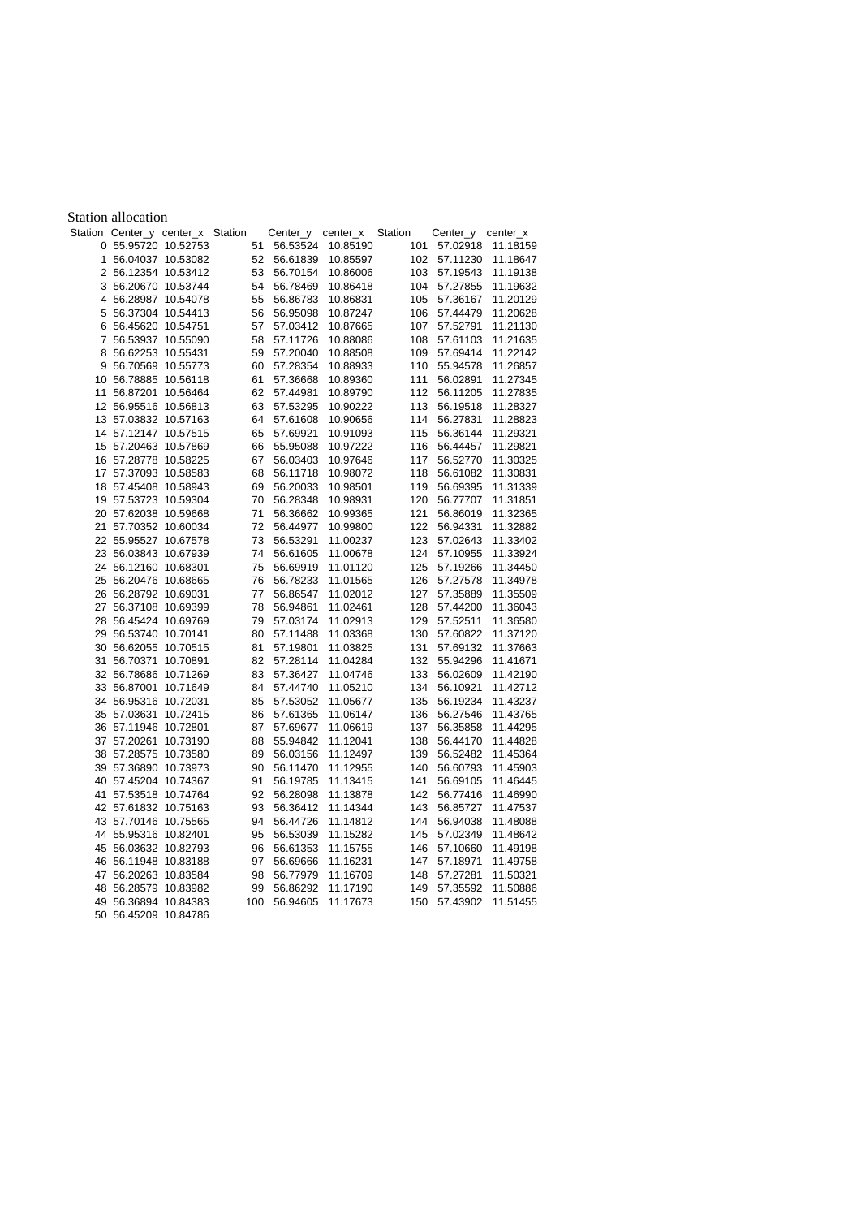Station allocation

| Station | Center_y | center_x | Station | Center_y | center_x | Station | Center_y | center_x |
|---|---|---|---|---|---|---|---|---|
| 0 | 55.95720 | 10.52753 | 51 | 56.53524 | 10.85190 | 101 | 57.02918 | 11.18159 |
| 1 | 56.04037 | 10.53082 | 52 | 56.61839 | 10.85597 | 102 | 57.11230 | 11.18647 |
| 2 | 56.12354 | 10.53412 | 53 | 56.70154 | 10.86006 | 103 | 57.19543 | 11.19138 |
| 3 | 56.20670 | 10.53744 | 54 | 56.78469 | 10.86418 | 104 | 57.27855 | 11.19632 |
| 4 | 56.28987 | 10.54078 | 55 | 56.86783 | 10.86831 | 105 | 57.36167 | 11.20129 |
| 5 | 56.37304 | 10.54413 | 56 | 56.95098 | 10.87247 | 106 | 57.44479 | 11.20628 |
| 6 | 56.45620 | 10.54751 | 57 | 57.03412 | 10.87665 | 107 | 57.52791 | 11.21130 |
| 7 | 56.53937 | 10.55090 | 58 | 57.11726 | 10.88086 | 108 | 57.61103 | 11.21635 |
| 8 | 56.62253 | 10.55431 | 59 | 57.20040 | 10.88508 | 109 | 57.69414 | 11.22142 |
| 9 | 56.70569 | 10.55773 | 60 | 57.28354 | 10.88933 | 110 | 55.94578 | 11.26857 |
| 10 | 56.78885 | 10.56118 | 61 | 57.36668 | 10.89360 | 111 | 56.02891 | 11.27345 |
| 11 | 56.87201 | 10.56464 | 62 | 57.44981 | 10.89790 | 112 | 56.11205 | 11.27835 |
| 12 | 56.95516 | 10.56813 | 63 | 57.53295 | 10.90222 | 113 | 56.19518 | 11.28327 |
| 13 | 57.03832 | 10.57163 | 64 | 57.61608 | 10.90656 | 114 | 56.27831 | 11.28823 |
| 14 | 57.12147 | 10.57515 | 65 | 57.69921 | 10.91093 | 115 | 56.36144 | 11.29321 |
| 15 | 57.20463 | 10.57869 | 66 | 55.95088 | 10.97222 | 116 | 56.44457 | 11.29821 |
| 16 | 57.28778 | 10.58225 | 67 | 56.03403 | 10.97646 | 117 | 56.52770 | 11.30325 |
| 17 | 57.37093 | 10.58583 | 68 | 56.11718 | 10.98072 | 118 | 56.61082 | 11.30831 |
| 18 | 57.45408 | 10.58943 | 69 | 56.20033 | 10.98501 | 119 | 56.69395 | 11.31339 |
| 19 | 57.53723 | 10.59304 | 70 | 56.28348 | 10.98931 | 120 | 56.77707 | 11.31851 |
| 20 | 57.62038 | 10.59668 | 71 | 56.36662 | 10.99365 | 121 | 56.86019 | 11.32365 |
| 21 | 57.70352 | 10.60034 | 72 | 56.44977 | 10.99800 | 122 | 56.94331 | 11.32882 |
| 22 | 55.95527 | 10.67578 | 73 | 56.53291 | 11.00237 | 123 | 57.02643 | 11.33402 |
| 23 | 56.03843 | 10.67939 | 74 | 56.61605 | 11.00678 | 124 | 57.10955 | 11.33924 |
| 24 | 56.12160 | 10.68301 | 75 | 56.69919 | 11.01120 | 125 | 57.19266 | 11.34450 |
| 25 | 56.20476 | 10.68665 | 76 | 56.78233 | 11.01565 | 126 | 57.27578 | 11.34978 |
| 26 | 56.28792 | 10.69031 | 77 | 56.86547 | 11.02012 | 127 | 57.35889 | 11.35509 |
| 27 | 56.37108 | 10.69399 | 78 | 56.94861 | 11.02461 | 128 | 57.44200 | 11.36043 |
| 28 | 56.45424 | 10.69769 | 79 | 57.03174 | 11.02913 | 129 | 57.52511 | 11.36580 |
| 29 | 56.53740 | 10.70141 | 80 | 57.11488 | 11.03368 | 130 | 57.60822 | 11.37120 |
| 30 | 56.62055 | 10.70515 | 81 | 57.19801 | 11.03825 | 131 | 57.69132 | 11.37663 |
| 31 | 56.70371 | 10.70891 | 82 | 57.28114 | 11.04284 | 132 | 55.94296 | 11.41671 |
| 32 | 56.78686 | 10.71269 | 83 | 57.36427 | 11.04746 | 133 | 56.02609 | 11.42190 |
| 33 | 56.87001 | 10.71649 | 84 | 57.44740 | 11.05210 | 134 | 56.10921 | 11.42712 |
| 34 | 56.95316 | 10.72031 | 85 | 57.53052 | 11.05677 | 135 | 56.19234 | 11.43237 |
| 35 | 57.03631 | 10.72415 | 86 | 57.61365 | 11.06147 | 136 | 56.27546 | 11.43765 |
| 36 | 57.11946 | 10.72801 | 87 | 57.69677 | 11.06619 | 137 | 56.35858 | 11.44295 |
| 37 | 57.20261 | 10.73190 | 88 | 55.94842 | 11.12041 | 138 | 56.44170 | 11.44828 |
| 38 | 57.28575 | 10.73580 | 89 | 56.03156 | 11.12497 | 139 | 56.52482 | 11.45364 |
| 39 | 57.36890 | 10.73973 | 90 | 56.11470 | 11.12955 | 140 | 56.60793 | 11.45903 |
| 40 | 57.45204 | 10.74367 | 91 | 56.19785 | 11.13415 | 141 | 56.69105 | 11.46445 |
| 41 | 57.53518 | 10.74764 | 92 | 56.28098 | 11.13878 | 142 | 56.77416 | 11.46990 |
| 42 | 57.61832 | 10.75163 | 93 | 56.36412 | 11.14344 | 143 | 56.85727 | 11.47537 |
| 43 | 57.70146 | 10.75565 | 94 | 56.44726 | 11.14812 | 144 | 56.94038 | 11.48088 |
| 44 | 55.95316 | 10.82401 | 95 | 56.53039 | 11.15282 | 145 | 57.02349 | 11.48642 |
| 45 | 56.03632 | 10.82793 | 96 | 56.61353 | 11.15755 | 146 | 57.10660 | 11.49198 |
| 46 | 56.11948 | 10.83188 | 97 | 56.69666 | 11.16231 | 147 | 57.18971 | 11.49758 |
| 47 | 56.20263 | 10.83584 | 98 | 56.77979 | 11.16709 | 148 | 57.27281 | 11.50321 |
| 48 | 56.28579 | 10.83982 | 99 | 56.86292 | 11.17190 | 149 | 57.35592 | 11.50886 |
| 49 | 56.36894 | 10.84383 | 100 | 56.94605 | 11.17673 | 150 | 57.43902 | 11.51455 |
| 50 | 56.45209 | 10.84786 | | | | | | |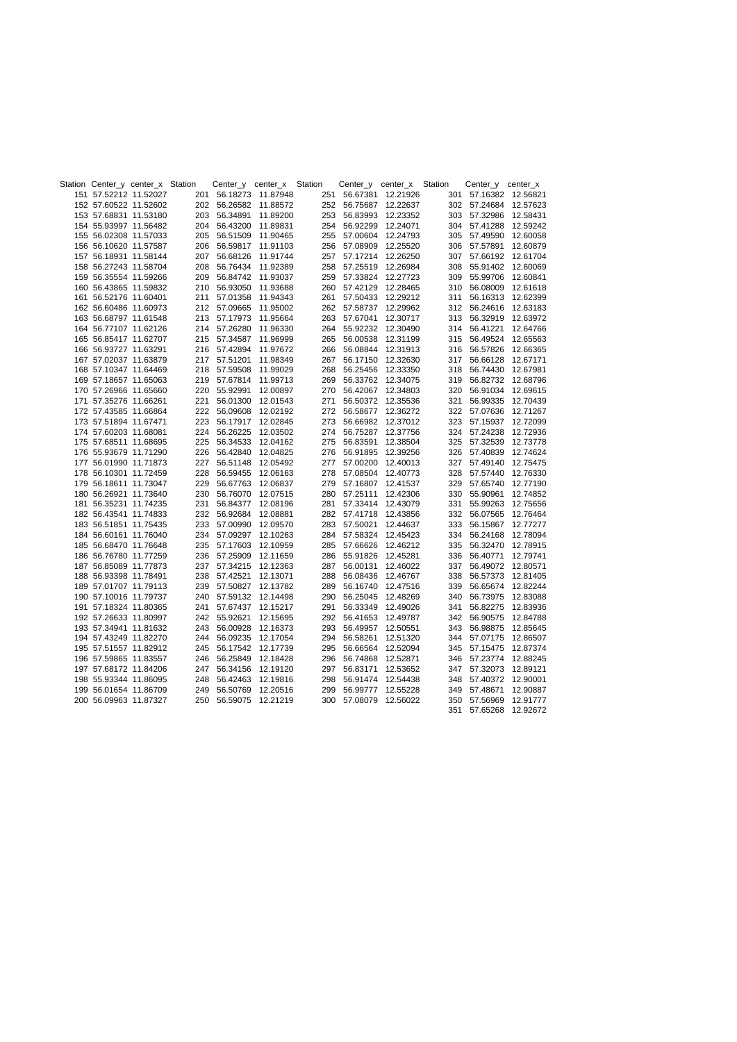| Station | Center_y | center_x | Station | Center_y | center_x | Station | Center_y | center_x | Station | Center_y | center_x |
|---|---|---|---|---|---|---|---|---|---|---|---|
| 151 | 57.52212 | 11.52027 | 201 | 56.18273 | 11.87948 | 251 | 56.67381 | 12.21926 | 301 | 57.16382 | 12.56821 |
| 152 | 57.60522 | 11.52602 | 202 | 56.26582 | 11.88572 | 252 | 56.75687 | 12.22637 | 302 | 57.24684 | 12.57623 |
| 153 | 57.68831 | 11.53180 | 203 | 56.34891 | 11.89200 | 253 | 56.83993 | 12.23352 | 303 | 57.32986 | 12.58431 |
| 154 | 55.93997 | 11.56482 | 204 | 56.43200 | 11.89831 | 254 | 56.92299 | 12.24071 | 304 | 57.41288 | 12.59242 |
| 155 | 56.02308 | 11.57033 | 205 | 56.51509 | 11.90465 | 255 | 57.00604 | 12.24793 | 305 | 57.49590 | 12.60058 |
| 156 | 56.10620 | 11.57587 | 206 | 56.59817 | 11.91103 | 256 | 57.08909 | 12.25520 | 306 | 57.57891 | 12.60879 |
| 157 | 56.18931 | 11.58144 | 207 | 56.68126 | 11.91744 | 257 | 57.17214 | 12.26250 | 307 | 57.66192 | 12.61704 |
| 158 | 56.27243 | 11.58704 | 208 | 56.76434 | 11.92389 | 258 | 57.25519 | 12.26984 | 308 | 55.91402 | 12.60069 |
| 159 | 56.35554 | 11.59266 | 209 | 56.84742 | 11.93037 | 259 | 57.33824 | 12.27723 | 309 | 55.99706 | 12.60841 |
| 160 | 56.43865 | 11.59832 | 210 | 56.93050 | 11.93688 | 260 | 57.42129 | 12.28465 | 310 | 56.08009 | 12.61618 |
| 161 | 56.52176 | 11.60401 | 211 | 57.01358 | 11.94343 | 261 | 57.50433 | 12.29212 | 311 | 56.16313 | 12.62399 |
| 162 | 56.60486 | 11.60973 | 212 | 57.09665 | 11.95002 | 262 | 57.58737 | 12.29962 | 312 | 56.24616 | 12.63183 |
| 163 | 56.68797 | 11.61548 | 213 | 57.17973 | 11.95664 | 263 | 57.67041 | 12.30717 | 313 | 56.32919 | 12.63972 |
| 164 | 56.77107 | 11.62126 | 214 | 57.26280 | 11.96330 | 264 | 55.92232 | 12.30490 | 314 | 56.41221 | 12.64766 |
| 165 | 56.85417 | 11.62707 | 215 | 57.34587 | 11.96999 | 265 | 56.00538 | 12.31199 | 315 | 56.49524 | 12.65563 |
| 166 | 56.93727 | 11.63291 | 216 | 57.42894 | 11.97672 | 266 | 56.08844 | 12.31913 | 316 | 56.57826 | 12.66365 |
| 167 | 57.02037 | 11.63879 | 217 | 57.51201 | 11.98349 | 267 | 56.17150 | 12.32630 | 317 | 56.66128 | 12.67171 |
| 168 | 57.10347 | 11.64469 | 218 | 57.59508 | 11.99029 | 268 | 56.25456 | 12.33350 | 318 | 56.74430 | 12.67981 |
| 169 | 57.18657 | 11.65063 | 219 | 57.67814 | 11.99713 | 269 | 56.33762 | 12.34075 | 319 | 56.82732 | 12.68796 |
| 170 | 57.26966 | 11.65660 | 220 | 55.92991 | 12.00897 | 270 | 56.42067 | 12.34803 | 320 | 56.91034 | 12.69615 |
| 171 | 57.35276 | 11.66261 | 221 | 56.01300 | 12.01543 | 271 | 56.50372 | 12.35536 | 321 | 56.99335 | 12.70439 |
| 172 | 57.43585 | 11.66864 | 222 | 56.09608 | 12.02192 | 272 | 56.58677 | 12.36272 | 322 | 57.07636 | 12.71267 |
| 173 | 57.51894 | 11.67471 | 223 | 56.17917 | 12.02845 | 273 | 56.66982 | 12.37012 | 323 | 57.15937 | 12.72099 |
| 174 | 57.60203 | 11.68081 | 224 | 56.26225 | 12.03502 | 274 | 56.75287 | 12.37756 | 324 | 57.24238 | 12.72936 |
| 175 | 57.68511 | 11.68695 | 225 | 56.34533 | 12.04162 | 275 | 56.83591 | 12.38504 | 325 | 57.32539 | 12.73778 |
| 176 | 55.93679 | 11.71290 | 226 | 56.42840 | 12.04825 | 276 | 56.91895 | 12.39256 | 326 | 57.40839 | 12.74624 |
| 177 | 56.01990 | 11.71873 | 227 | 56.51148 | 12.05492 | 277 | 57.00200 | 12.40013 | 327 | 57.49140 | 12.75475 |
| 178 | 56.10301 | 11.72459 | 228 | 56.59455 | 12.06163 | 278 | 57.08504 | 12.40773 | 328 | 57.57440 | 12.76330 |
| 179 | 56.18611 | 11.73047 | 229 | 56.67763 | 12.06837 | 279 | 57.16807 | 12.41537 | 329 | 57.65740 | 12.77190 |
| 180 | 56.26921 | 11.73640 | 230 | 56.76070 | 12.07515 | 280 | 57.25111 | 12.42306 | 330 | 55.90961 | 12.74852 |
| 181 | 56.35231 | 11.74235 | 231 | 56.84377 | 12.08196 | 281 | 57.33414 | 12.43079 | 331 | 55.99263 | 12.75656 |
| 182 | 56.43541 | 11.74833 | 232 | 56.92684 | 12.08881 | 282 | 57.41718 | 12.43856 | 332 | 56.07565 | 12.76464 |
| 183 | 56.51851 | 11.75435 | 233 | 57.00990 | 12.09570 | 283 | 57.50021 | 12.44637 | 333 | 56.15867 | 12.77277 |
| 184 | 56.60161 | 11.76040 | 234 | 57.09297 | 12.10263 | 284 | 57.58324 | 12.45423 | 334 | 56.24168 | 12.78094 |
| 185 | 56.68470 | 11.76648 | 235 | 57.17603 | 12.10959 | 285 | 57.66626 | 12.46212 | 335 | 56.32470 | 12.78915 |
| 186 | 56.76780 | 11.77259 | 236 | 57.25909 | 12.11659 | 286 | 55.91826 | 12.45281 | 336 | 56.40771 | 12.79741 |
| 187 | 56.85089 | 11.77873 | 237 | 57.34215 | 12.12363 | 287 | 56.00131 | 12.46022 | 337 | 56.49072 | 12.80571 |
| 188 | 56.93398 | 11.78491 | 238 | 57.42521 | 12.13071 | 288 | 56.08436 | 12.46767 | 338 | 56.57373 | 12.81405 |
| 189 | 57.01707 | 11.79113 | 239 | 57.50827 | 12.13782 | 289 | 56.16740 | 12.47516 | 339 | 56.65674 | 12.82244 |
| 190 | 57.10016 | 11.79737 | 240 | 57.59132 | 12.14498 | 290 | 56.25045 | 12.48269 | 340 | 56.73975 | 12.83088 |
| 191 | 57.18324 | 11.80365 | 241 | 57.67437 | 12.15217 | 291 | 56.33349 | 12.49026 | 341 | 56.82275 | 12.83936 |
| 192 | 57.26633 | 11.80997 | 242 | 55.92621 | 12.15695 | 292 | 56.41653 | 12.49787 | 342 | 56.90575 | 12.84788 |
| 193 | 57.34941 | 11.81632 | 243 | 56.00928 | 12.16373 | 293 | 56.49957 | 12.50551 | 343 | 56.98875 | 12.85645 |
| 194 | 57.43249 | 11.82270 | 244 | 56.09235 | 12.17054 | 294 | 56.58261 | 12.51320 | 344 | 57.07175 | 12.86507 |
| 195 | 57.51557 | 11.82912 | 245 | 56.17542 | 12.17739 | 295 | 56.66564 | 12.52094 | 345 | 57.15475 | 12.87374 |
| 196 | 57.59865 | 11.83557 | 246 | 56.25849 | 12.18428 | 296 | 56.74868 | 12.52871 | 346 | 57.23774 | 12.88245 |
| 197 | 57.68172 | 11.84206 | 247 | 56.34156 | 12.19120 | 297 | 56.83171 | 12.53652 | 347 | 57.32073 | 12.89121 |
| 198 | 55.93344 | 11.86095 | 248 | 56.42463 | 12.19816 | 298 | 56.91474 | 12.54438 | 348 | 57.40372 | 12.90001 |
| 199 | 56.01654 | 11.86709 | 249 | 56.50769 | 12.20516 | 299 | 56.99777 | 12.55228 | 349 | 57.48671 | 12.90887 |
| 200 | 56.09963 | 11.87327 | 250 | 56.59075 | 12.21219 | 300 | 57.08079 | 12.56022 | 350 | 57.56969 | 12.91777 |
| | | | | | | | | | 351 | 57.65268 | 12.92672 |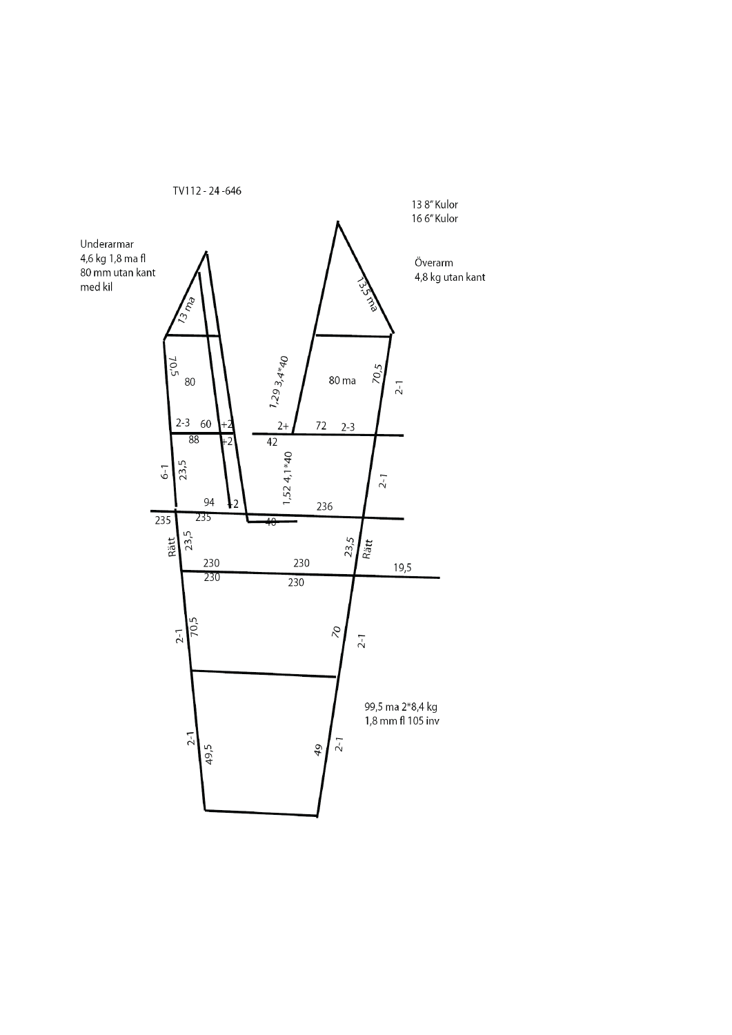TV112 - 24 -646

13 8" Kulor
16 6" Kulor

Underarmar
4,6 kg 1,8 ma fl
80 mm utan kant
med kil

Överarm
4,8 kg utan kant

13 ma

13,5 ma

70,5

80

80 ma

70,5

2-1

1,29 3,4*40

2-3 60 +2

88 +2

2+ 72 2-3

42

6-1

23,5

1,52 4,1*40

2-1

94 +2

235 235

40

236

Rätt

23,5

23,5

Rätt

230 230

230 230

19,5

2-1

70,5

70

2-1

99,5 ma 2*8,4 kg
1,8 mm fl 105 inv

2-1

49,5

49

2-1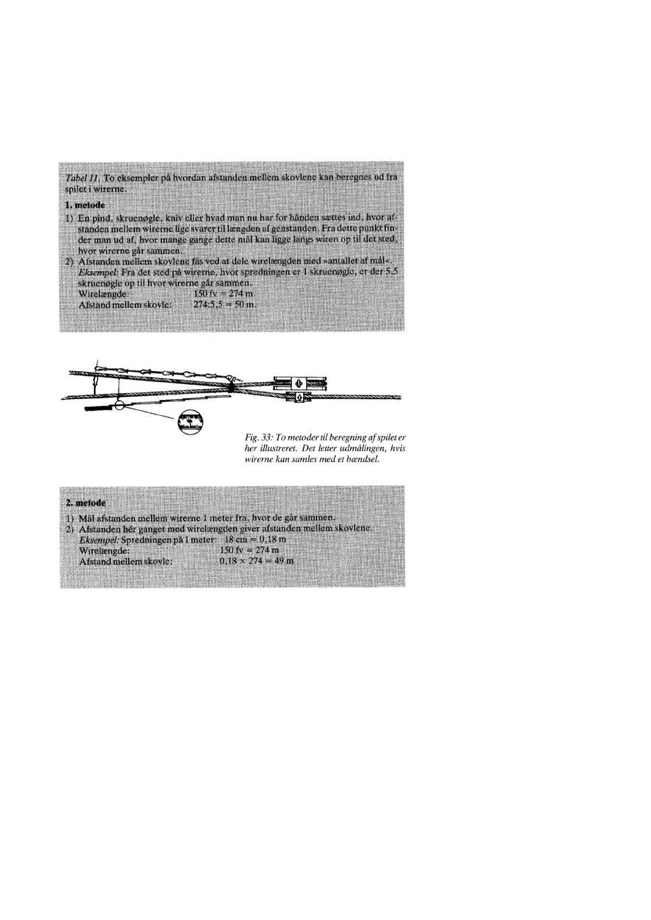*Tabel 11.* To eksempler på hvordan afstanden mellem skovlene kan beregnes ud fra spilet i wirerne.

**1. metode**

1) En pind, skruenøgle, kniv eller hvad man nu har for hånden sættes ind, hvor afstanden mellem wirerne lige svarer til længden af genstanden. Fra dette punkt finder man ud af, hvor mange gange dette mål kan ligge langs wiren op til det sted, hvor wirerne går sammen.
2) Afstanden mellem skovlene fås ved at dele wirelængden med »antallet af mål«.
*Eksempel:* Fra det sted på wirerne, hvor spredningen er 1 skruenøgle, er der 5,5 skruenøgle op til hvor wirerne går sammen.

| | |
|---|---|
| Wirelængde: | 150 fv = 274 m. |
| Afstand mellem skovle: | 274:5,5 = 50 m. |

*Fig. 33: To metoder til beregning af spilet er her illustreret. Det letter udmålingen, hvis wirerne kan samles med et bændsel.*

**2. metode**

1) Mål afstanden mellem wirerne 1 meter fra, hvor de går sammen.
2) Afstanden hér ganget med wirelængden giver afstanden mellem skovlene.
*Eksempel:* Spredningen på 1 meter: 18 cm = 0,18 m

| | |
|---|---|
| Wirelængde: | 150 fv = 274 m |
| Afstand mellem skovle: | 0,18 × 274 = 49 m |